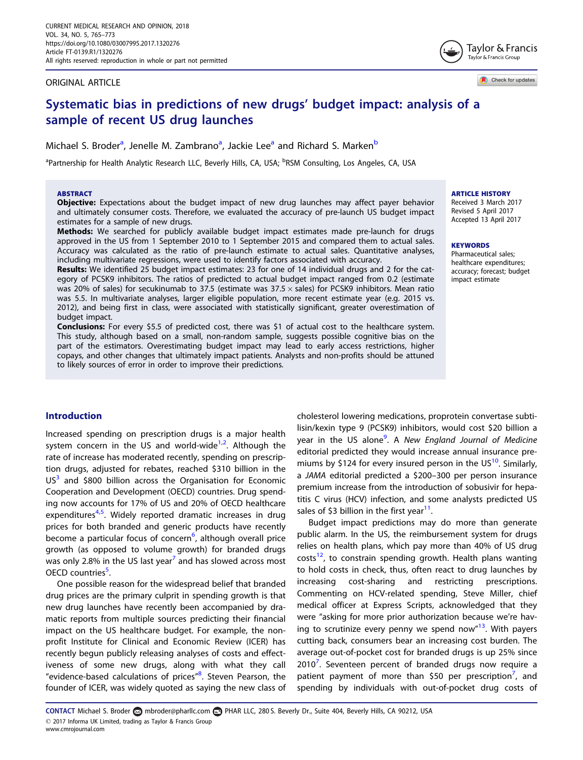ORIGINAL ARTICLE

# Systematic bias in predictions of new drugs' budget impact: analysis of a sample of recent US drug launches

Michael S. Broder[a], Jenelle M. Zambrano[a], Jackie Lee[a] and Richard S. Marken[b]

[a]Partnership for Health Analytic Research LLC, Beverly Hills, CA, USA; [b]RSM Consulting, Los Angeles, CA, USA

**ABSTRACT**

**Objective:** Expectations about the budget impact of new drug launches may affect payer behavior and ultimately consumer costs. Therefore, we evaluated the accuracy of pre-launch US budget impact estimates for a sample of new drugs.

**Methods:** We searched for publicly available budget impact estimates made pre-launch for drugs approved in the US from 1 September 2010 to 1 September 2015 and compared them to actual sales. Accuracy was calculated as the ratio of pre-launch estimate to actual sales. Quantitative analyses, including multivariate regressions, were used to identify factors associated with accuracy.

**Results:** We identified 25 budget impact estimates: 23 for one of 14 individual drugs and 2 for the category of PCSK9 inhibitors. The ratios of predicted to actual budget impact ranged from 0.2 (estimate was 20% of sales) for secukinumab to 37.5 (estimate was 37.5 × sales) for PCSK9 inhibitors. Mean ratio was 5.5. In multivariate analyses, larger eligible population, more recent estimate year (e.g. 2015 vs. 2012), and being first in class, were associated with statistically significant, greater overestimation of budget impact.

**Conclusions:** For every \$5.5 of predicted cost, there was \$1 of actual cost to the healthcare system. This study, although based on a small, non-random sample, suggests possible cognitive bias on the part of the estimators. Overestimating budget impact may lead to early access restrictions, higher copays, and other changes that ultimately impact patients. Analysts and non-profits should be attuned to likely sources of error in order to improve their predictions.

**ARTICLE HISTORY**
Received 3 March 2017
Revised 5 April 2017
Accepted 13 April 2017

**KEYWORDS**
Pharmaceutical sales; healthcare expenditures; accuracy; forecast; budget impact estimate

## Introduction

Increased spending on prescription drugs is a major health system concern in the US and world-wide[1,2]. Although the rate of increase has moderated recently, spending on prescription drugs, adjusted for rebates, reached \$310 billion in the US[3] and \$800 billion across the Organisation for Economic Cooperation and Development (OECD) countries. Drug spending now accounts for 17% of US and 20% of OECD healthcare expenditures[4,5]. Widely reported dramatic increases in drug prices for both branded and generic products have recently become a particular focus of concern[6], although overall price growth (as opposed to volume growth) for branded drugs was only 2.8% in the US last year[7] and has slowed across most OECD countries[5].

One possible reason for the widespread belief that branded drug prices are the primary culprit in spending growth is that new drug launches have recently been accompanied by dramatic reports from multiple sources predicting their financial impact on the US healthcare budget. For example, the non-profit Institute for Clinical and Economic Review (ICER) has recently begun publicly releasing analyses of costs and effectiveness of some new drugs, along with what they call "evidence-based calculations of prices"[8]. Steven Pearson, the founder of ICER, was widely quoted as saying the new class of cholesterol lowering medications, proprotein convertase subtilisin/kexin type 9 (PCSK9) inhibitors, would cost \$20 billion a year in the US alone[9]. A *New England Journal of Medicine* editorial predicted they would increase annual insurance premiums by \$124 for every insured person in the US[10]. Similarly, a *JAMA* editorial predicted a \$200–300 per person insurance premium increase from the introduction of sobusivir for hepatitis C virus (HCV) infection, and some analysts predicted US sales of \$3 billion in the first year[11].

Budget impact predictions may do more than generate public alarm. In the US, the reimbursement system for drugs relies on health plans, which pay more than 40% of US drug costs[12], to constrain spending growth. Health plans wanting to hold costs in check, thus, often react to drug launches by increasing cost-sharing and restricting prescriptions. Commenting on HCV-related spending, Steve Miller, chief medical officer at Express Scripts, acknowledged that they were "asking for more prior authorization because we're having to scrutinize every penny we spend now"[13]. With payers cutting back, consumers bear an increasing cost burden. The average out-of-pocket cost for branded drugs is up 25% since 2010[7]. Seventeen percent of branded drugs now require a patient payment of more than \$50 per prescription[7], and spending by individuals with out-of-pocket drug costs of

**CONTACT** Michael S. Broder mbroder@pharllc.com PHAR LLC, 280 S. Beverly Dr., Suite 404, Beverly Hills, CA 90212, USA
© 2017 Informa UK Limited, trading as Taylor & Francis Group
www.cmrojournal.com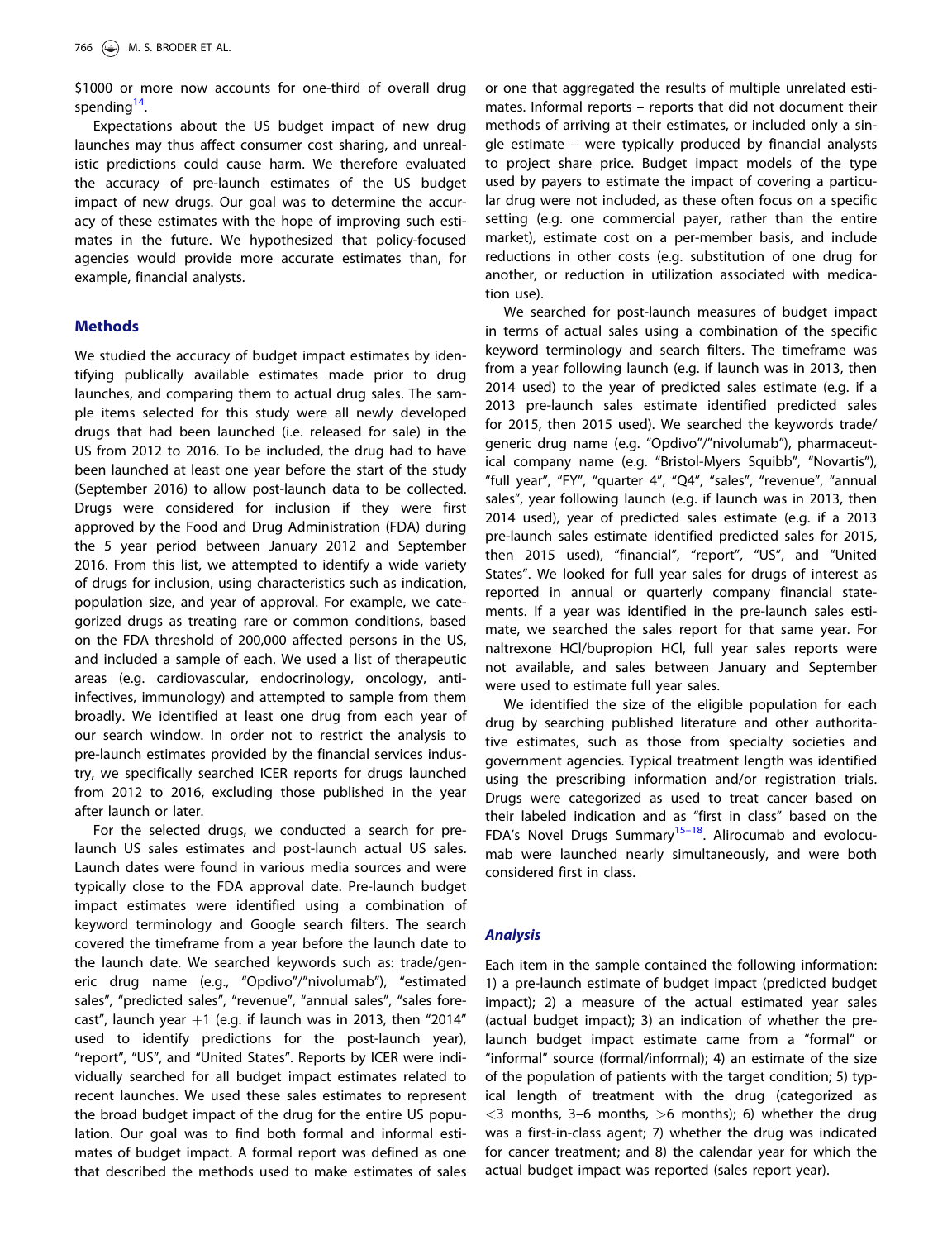$1000 or more now accounts for one-third of overall drug spending[14].

Expectations about the US budget impact of new drug launches may thus affect consumer cost sharing, and unrealistic predictions could cause harm. We therefore evaluated the accuracy of pre-launch estimates of the US budget impact of new drugs. Our goal was to determine the accuracy of these estimates with the hope of improving such estimates in the future. We hypothesized that policy-focused agencies would provide more accurate estimates than, for example, financial analysts.

## Methods

We studied the accuracy of budget impact estimates by identifying publically available estimates made prior to drug launches, and comparing them to actual drug sales. The sample items selected for this study were all newly developed drugs that had been launched (i.e. released for sale) in the US from 2012 to 2016. To be included, the drug had to have been launched at least one year before the start of the study (September 2016) to allow post-launch data to be collected. Drugs were considered for inclusion if they were first approved by the Food and Drug Administration (FDA) during the 5 year period between January 2012 and September 2016. From this list, we attempted to identify a wide variety of drugs for inclusion, using characteristics such as indication, population size, and year of approval. For example, we categorized drugs as treating rare or common conditions, based on the FDA threshold of 200,000 affected persons in the US, and included a sample of each. We used a list of therapeutic areas (e.g. cardiovascular, endocrinology, oncology, anti-infectives, immunology) and attempted to sample from them broadly. We identified at least one drug from each year of our search window. In order not to restrict the analysis to pre-launch estimates provided by the financial services industry, we specifically searched ICER reports for drugs launched from 2012 to 2016, excluding those published in the year after launch or later.

For the selected drugs, we conducted a search for pre-launch US sales estimates and post-launch actual US sales. Launch dates were found in various media sources and were typically close to the FDA approval date. Pre-launch budget impact estimates were identified using a combination of keyword terminology and Google search filters. The search covered the timeframe from a year before the launch date to the launch date. We searched keywords such as: trade/generic drug name (e.g., "Opdivo"/"nivolumab"), "estimated sales", "predicted sales", "revenue", "annual sales", "sales forecast", launch year +1 (e.g. if launch was in 2013, then "2014" used to identify predictions for the post-launch year), "report", "US", and "United States". Reports by ICER were individually searched for all budget impact estimates related to recent launches. We used these sales estimates to represent the broad budget impact of the drug for the entire US population. Our goal was to find both formal and informal estimates of budget impact. A formal report was defined as one that described the methods used to make estimates of sales or one that aggregated the results of multiple unrelated estimates. Informal reports – reports that did not document their methods of arriving at their estimates, or included only a single estimate – were typically produced by financial analysts to project share price. Budget impact models of the type used by payers to estimate the impact of covering a particular drug were not included, as these often focus on a specific setting (e.g. one commercial payer, rather than the entire market), estimate cost on a per-member basis, and include reductions in other costs (e.g. substitution of one drug for another, or reduction in utilization associated with medication use).

We searched for post-launch measures of budget impact in terms of actual sales using a combination of the specific keyword terminology and search filters. The timeframe was from a year following launch (e.g. if launch was in 2013, then 2014 used) to the year of predicted sales estimate (e.g. if a 2013 pre-launch sales estimate identified predicted sales for 2015, then 2015 used). We searched the keywords trade/generic drug name (e.g. "Opdivo"/"nivolumab"), pharmaceutical company name (e.g. "Bristol-Myers Squibb", "Novartis"), "full year", "FY", "quarter 4", "Q4", "sales", "revenue", "annual sales", year following launch (e.g. if launch was in 2013, then 2014 used), year of predicted sales estimate (e.g. if a 2013 pre-launch sales estimate identified predicted sales for 2015, then 2015 used), "financial", "report", "US", and "United States". We looked for full year sales for drugs of interest as reported in annual or quarterly company financial statements. If a year was identified in the pre-launch sales estimate, we searched the sales report for that same year. For naltrexone HCl/bupropion HCl, full year sales reports were not available, and sales between January and September were used to estimate full year sales.

We identified the size of the eligible population for each drug by searching published literature and other authoritative estimates, such as those from specialty societies and government agencies. Typical treatment length was identified using the prescribing information and/or registration trials. Drugs were categorized as used to treat cancer based on their labeled indication and as "first in class" based on the FDA's Novel Drugs Summary[15–18]. Alirocumab and evolocumab were launched nearly simultaneously, and were both considered first in class.

### *Analysis*

Each item in the sample contained the following information: 1) a pre-launch estimate of budget impact (predicted budget impact); 2) a measure of the actual estimated year sales (actual budget impact); 3) an indication of whether the pre-launch budget impact estimate came from a "formal" or "informal" source (formal/informal); 4) an estimate of the size of the population of patients with the target condition; 5) typical length of treatment with the drug (categorized as <3 months, 3–6 months, >6 months); 6) whether the drug was a first-in-class agent; 7) whether the drug was indicated for cancer treatment; and 8) the calendar year for which the actual budget impact was reported (sales report year).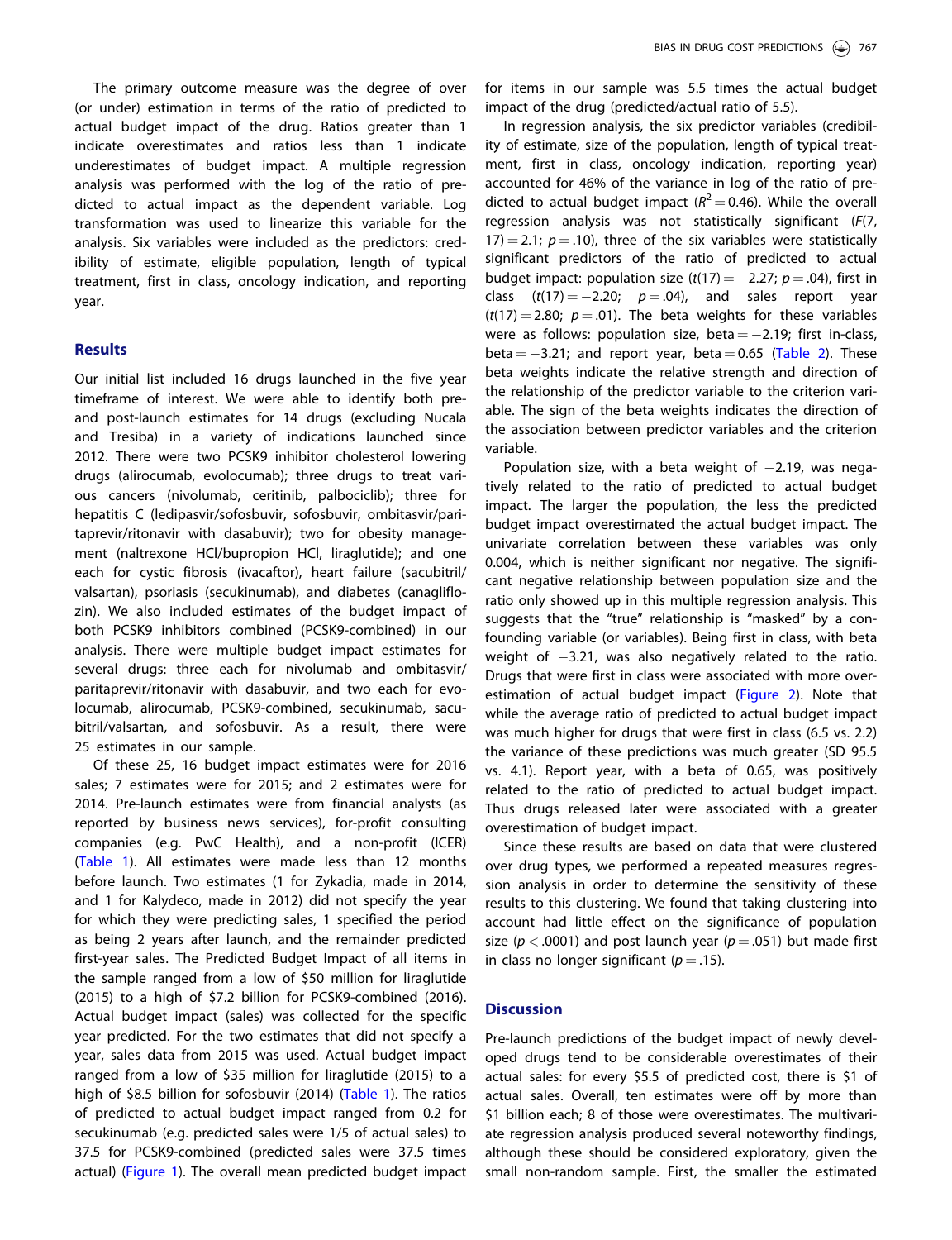The primary outcome measure was the degree of over (or under) estimation in terms of the ratio of predicted to actual budget impact of the drug. Ratios greater than 1 indicate overestimates and ratios less than 1 indicate underestimates of budget impact. A multiple regression analysis was performed with the log of the ratio of predicted to actual impact as the dependent variable. Log transformation was used to linearize this variable for the analysis. Six variables were included as the predictors: credibility of estimate, eligible population, length of typical treatment, first in class, oncology indication, and reporting year.

## Results

Our initial list included 16 drugs launched in the five year timeframe of interest. We were able to identify both pre- and post-launch estimates for 14 drugs (excluding Nucala and Tresiba) in a variety of indications launched since 2012. There were two PCSK9 inhibitor cholesterol lowering drugs (alirocumab, evolocumab); three drugs to treat various cancers (nivolumab, ceritinib, palbociclib); three for hepatitis C (ledipasvir/sofosbuvir, sofosbuvir, ombitasvir/paritaprevir/ritonavir with dasabuvir); two for obesity management (naltrexone HCl/bupropion HCl, liraglutide); and one each for cystic fibrosis (ivacaftor), heart failure (sacubitril/valsartan), psoriasis (secukinumab), and diabetes (canagliflozin). We also included estimates of the budget impact of both PCSK9 inhibitors combined (PCSK9-combined) in our analysis. There were multiple budget impact estimates for several drugs: three each for nivolumab and ombitasvir/paritaprevir/ritonavir with dasabuvir, and two each for evolocumab, alirocumab, PCSK9-combined, secukinumab, sacubitril/valsartan, and sofosbuvir. As a result, there were 25 estimates in our sample.

Of these 25, 16 budget impact estimates were for 2016 sales; 7 estimates were for 2015; and 2 estimates were for 2014. Pre-launch estimates were from financial analysts (as reported by business news services), for-profit consulting companies (e.g. PwC Health), and a non-profit (ICER) (Table 1). All estimates were made less than 12 months before launch. Two estimates (1 for Zykadia, made in 2014, and 1 for Kalydeco, made in 2012) did not specify the year for which they were predicting sales, 1 specified the period as being 2 years after launch, and the remainder predicted first-year sales. The Predicted Budget Impact of all items in the sample ranged from a low of \$50 million for liraglutide (2015) to a high of \$7.2 billion for PCSK9-combined (2016). Actual budget impact (sales) was collected for the specific year predicted. For the two estimates that did not specify a year, sales data from 2015 was used. Actual budget impact ranged from a low of \$35 million for liraglutide (2015) to a high of \$8.5 billion for sofosbuvir (2014) (Table 1). The ratios of predicted to actual budget impact ranged from 0.2 for secukinumab (e.g. predicted sales were 1/5 of actual sales) to 37.5 for PCSK9-combined (predicted sales were 37.5 times actual) (Figure 1). The overall mean predicted budget impact for items in our sample was 5.5 times the actual budget impact of the drug (predicted/actual ratio of 5.5).

In regression analysis, the six predictor variables (credibility of estimate, size of the population, length of typical treatment, first in class, oncology indication, reporting year) accounted for 46% of the variance in log of the ratio of predicted to actual budget impact ($R^2 = 0.46$). While the overall regression analysis was not statistically significant ($F(7, 17) = 2.1$; $p = .10$), three of the six variables were statistically significant predictors of the ratio of predicted to actual budget impact: population size ($t(17) = -2.27$; $p = .04$), first in class ($t(17) = -2.20$; $p = .04$), and sales report year ($t(17) = 2.80$; $p = .01$). The beta weights for these variables were as follows: population size, beta = −2.19; first in-class, beta = −3.21; and report year, beta = 0.65 (Table 2). These beta weights indicate the relative strength and direction of the relationship of the predictor variable to the criterion variable. The sign of the beta weights indicates the direction of the association between predictor variables and the criterion variable.

Population size, with a beta weight of −2.19, was negatively related to the ratio of predicted to actual budget impact. The larger the population, the less the predicted budget impact overestimated the actual budget impact. The univariate correlation between these variables was only 0.004, which is neither significant nor negative. The significant negative relationship between population size and the ratio only showed up in this multiple regression analysis. This suggests that the "true" relationship is "masked" by a confounding variable (or variables). Being first in class, with beta weight of −3.21, was also negatively related to the ratio. Drugs that were first in class were associated with more overestimation of actual budget impact (Figure 2). Note that while the average ratio of predicted to actual budget impact was much higher for drugs that were first in class (6.5 vs. 2.2) the variance of these predictions was much greater (SD 95.5 vs. 4.1). Report year, with a beta of 0.65, was positively related to the ratio of predicted to actual budget impact. Thus drugs released later were associated with a greater overestimation of budget impact.

Since these results are based on data that were clustered over drug types, we performed a repeated measures regression analysis in order to determine the sensitivity of these results to this clustering. We found that taking clustering into account had little effect on the significance of population size ($p < .0001$) and post launch year ($p = .051$) but made first in class no longer significant ($p = .15$).

## Discussion

Pre-launch predictions of the budget impact of newly developed drugs tend to be considerable overestimates of their actual sales: for every \$5.5 of predicted cost, there is \$1 of actual sales. Overall, ten estimates were off by more than \$1 billion each; 8 of those were overestimates. The multivariate regression analysis produced several noteworthy findings, although these should be considered exploratory, given the small non-random sample. First, the smaller the estimated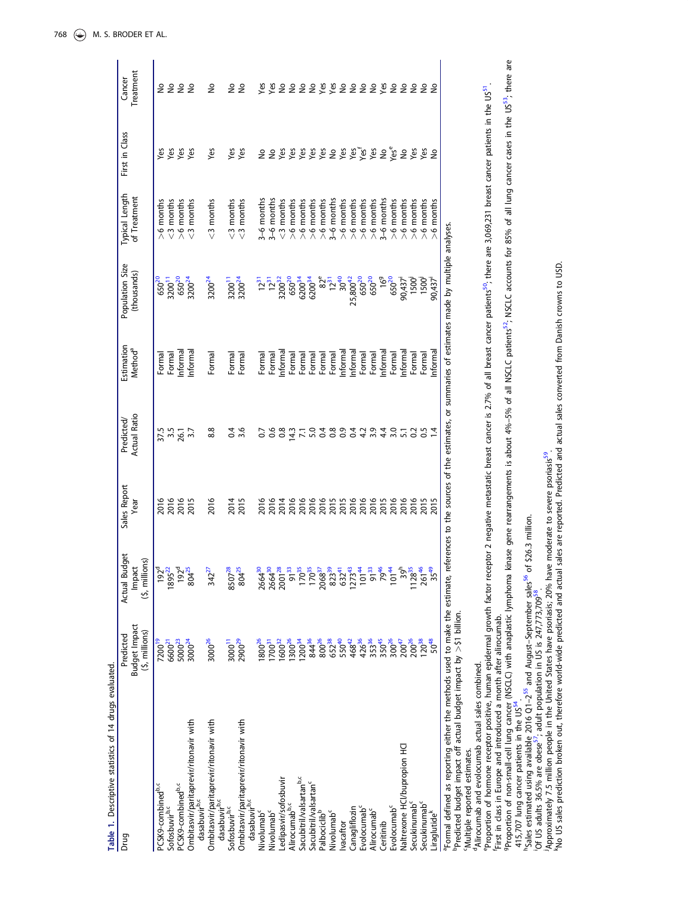**Table 1.** Descriptive statistics of 14 drugs evaluated.

| Drug | Predicted Budget Impact ($, millions) | Actual Budget Impact ($, millions) | Sales Report Year | Predicted/ Actual Ratio | Estimation Method[a] | Population Size (thousands) | Typical Length of Treatment | First in Class | Cancer Treatment |
|---|---|---|---|---|---|---|---|---|---|
| PCSK9-combined[b,c] | 7200[19] | 192[d] | 2016 | 37.5 | Formal | 650[20] | >6 months | Yes | No |
| Sofosbuvir[b,c] | 6600[21] | 1895[22] | 2016 | 3.5 | Formal | 3200[11] | <3 months | Yes | No |
| PCSK9-combined[b,c] | 5000[23] | 192[d] | 2016 | 26.1 | Informal | 650[20] | >6 months | Yes | No |
| Ombitasvir/paritaprevir/ritonavir with dasabuvir[b,c] | 3000[24] | 804[25] | 2015 | 3.7 | Informal | 3200[24] | <3 months | Yes | No |
| Ombitasvir/paritaprevir/ritonavir with dasabuvir[b,c] | 3000[26] | 342[27] | 2016 | 8.8 | Formal | 3200[24] | <3 months | Yes | No |
| Sofosbuvir[b,c] | 3000[11] | 8507[28] | 2014 | 0.4 | Formal | 3200[11] | <3 months | Yes | No |
| Ombitasvir/paritaprevir/ritonavir with dasabuvir[b,c] | 2900[29] | 804[25] | 2015 | 3.6 | Formal | 3200[24] | <3 months | Yes | No |
| Nivolumab[c] | 1800[26] | 2664[30] | 2016 | 0.7 | Formal | 12[31] | 3–6 months | No | Yes |
| Nivolumab[c] | 1700[31] | 2664[30] | 2016 | 0.6 | Formal | 12[31] | 3–6 months | No | Yes |
| Ledipasvir/sofosbuvir | 1600[32] | 2001[28] | 2014 | 0.8 | Informal | 3200[32] | <3 months | Yes | No |
| Alirocumab[b,c] | 1300[26] | 91[33] | 2016 | 14.3 | Formal | 650[20] | >6 months | Yes | No |
| Sacubitril/valsartan[b,c] | 1200[34] | 170[35] | 2016 | 7.1 | Formal | 6200[34] | >6 months | Yes | No |
| Sacubitril/valsartan[c] | 844[36] | 170[35] | 2016 | 5.0 | Formal | 6200[34] | >6 months | Yes | No |
| Palbociclib[b] | 800[26] | 2068[37] | 2016 | 0.4 | Formal | 82[e] | >6 months | Yes | Yes |
| Nivolumab[c] | 652[38] | 823[39] | 2015 | 0.8 | Formal | 12[31] | 3–6 months | No | Yes |
| Ivacaftor | 550[40] | 632[41] | 2015 | 0.9 | Informal | 30[40] | >6 months | Yes | No |
| Canagliflozin | 468[42] | 1273[43] | 2016 | 0.4 | Informal | 25,800[42] | >6 months | Yes | No |
| Evolocumab[c] | 426[36] | 101[44] | 2016 | 4.2 | Formal | 650[20] | >6 months | Yes[f] | No |
| Alirocumab[c] | 353[36] | 91[33] | 2016 | 3.9 | Formal | 650[20] | >6 months | Yes | No |
| Ceritinib | 350[45] | 79[46] | 2015 | 4.4 | Informal | 16[g] | 3–6 months | No | Yes |
| Evolocumab[c] | 300[26] | 101[44] | 2016 | 3.0 | Formal | 650[20] | >6 months | Yes[e] | No |
| Naltrexone HCl/bupropion HCl | 200[47] | 39[h] | 2016 | 5.1 | Informal | 90,437[i] | >6 months | No | No |
| Secukinumab[c] | 200[26] | 1128[35] | 2016 | 0.2 | Formal | 1500[j] | >6 months | Yes | No |
| Secukinumab[c] | 120[38] | 261[46] | 2015 | 0.5 | Formal | 1500[j] | >6 months | Yes | No |
| Liraglutide[k] | 50[48] | 35[49] | 2015 | 1.4 | Informal | 90,437[i] | >6 months | No | No |

[a]Formal defined as reporting either the methods used to make the estimate, references to the sources of the estimates, or summaries of estimates made by multiple analyses.
[b]Predicted budget impact off actual budget impact by >$1 billion.
[c]Multiple reported estimates.
[d]Alirocumab and evolocumab actual sales combined.
[e]Proportion of hormone receptor positive, human epidermal growth factor receptor 2 negative metastatic breast cancer is 2.7% of all breast cancer patients[50]; there are 3,069,231 breast cancer patients in the US[51].
[f]First in class in Europe and introduced a month after alirocumab.
[g]Proportion of non-small-cell lung cancer (NSCLC) with anaplastic lymphoma kinase gene rearrangements is about 4%–5% of all NSCLC patients[52]; NSCLC accounts for 85% of all lung cancer cases in the US[53]; there are 415,707 lung cancer patients in the US[54].
[h]Sales estimated using available 2016 Q1–2[55] and August–September sales[56] of $26.3 million.
[i]Of US adults 36.5% are obese[57]; adult population in US is 247,773,709[58].
[j]Approximately 7.5 million people in the United States have psoriasis; 20% have moderate to severe psoriasis[59].
[k]No US sales prediction broken out, therefore world-wide predicted and actual sales are reported. Predicted and actual sales converted from Danish crowns to USD.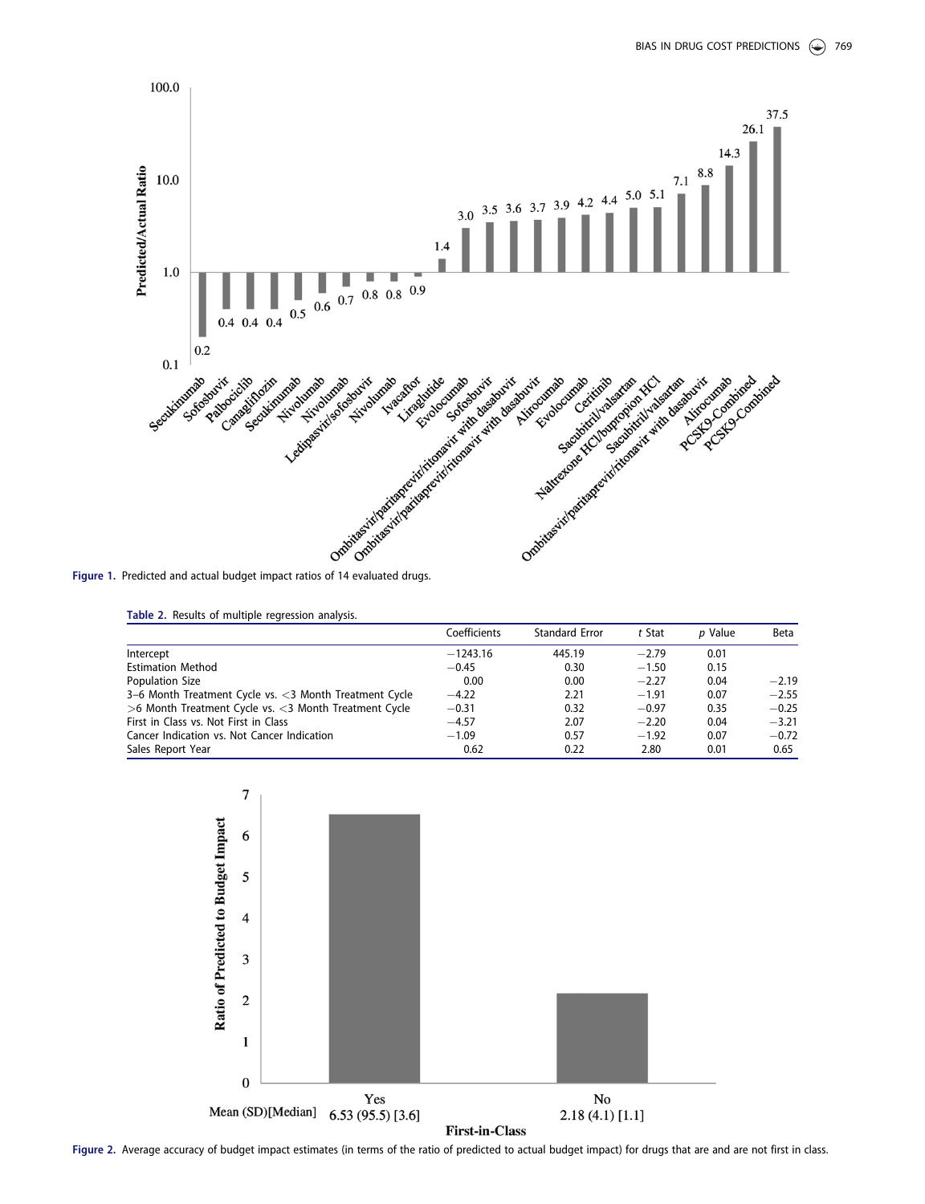Figure 1. Predicted and actual budget impact ratios of 14 evaluated drugs.

Table 2. Results of multiple regression analysis.

| | Coefficients | Standard Error | *t* Stat | *p* Value | Beta |
|---|---|---|---|---|---|
| Intercept | −1243.16 | 445.19 | −2.79 | 0.01 | |
| Estimation Method | −0.45 | 0.30 | −1.50 | 0.15 | |
| Population Size | 0.00 | 0.00 | −2.27 | 0.04 | −2.19 |
| 3–6 Month Treatment Cycle vs. <3 Month Treatment Cycle | −4.22 | 2.21 | −1.91 | 0.07 | −2.55 |
| >6 Month Treatment Cycle vs. <3 Month Treatment Cycle | −0.31 | 0.32 | −0.97 | 0.35 | −0.25 |
| First in Class vs. Not First in Class | −4.57 | 2.07 | −2.20 | 0.04 | −3.21 |
| Cancer Indication vs. Not Cancer Indication | −1.09 | 0.57 | −1.92 | 0.07 | −0.72 |
| Sales Report Year | 0.62 | 0.22 | 2.80 | 0.01 | 0.65 |

Figure 2. Average accuracy of budget impact estimates (in terms of the ratio of predicted to actual budget impact) for drugs that are and are not first in class.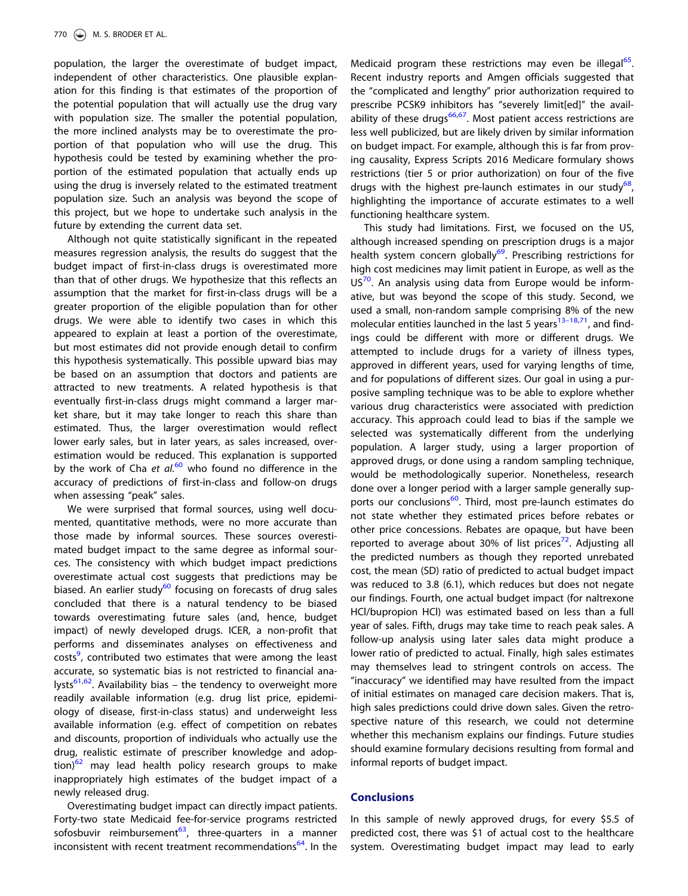population, the larger the overestimate of budget impact, independent of other characteristics. One plausible explanation for this finding is that estimates of the proportion of the potential population that will actually use the drug vary with population size. The smaller the potential population, the more inclined analysts may be to overestimate the proportion of that population who will use the drug. This hypothesis could be tested by examining whether the proportion of the estimated population that actually ends up using the drug is inversely related to the estimated treatment population size. Such an analysis was beyond the scope of this project, but we hope to undertake such analysis in the future by extending the current data set.

Although not quite statistically significant in the repeated measures regression analysis, the results do suggest that the budget impact of first-in-class drugs is overestimated more than that of other drugs. We hypothesize that this reflects an assumption that the market for first-in-class drugs will be a greater proportion of the eligible population than for other drugs. We were able to identify two cases in which this appeared to explain at least a portion of the overestimate, but most estimates did not provide enough detail to confirm this hypothesis systematically. This possible upward bias may be based on an assumption that doctors and patients are attracted to new treatments. A related hypothesis is that eventually first-in-class drugs might command a larger market share, but it may take longer to reach this share than estimated. Thus, the larger overestimation would reflect lower early sales, but in later years, as sales increased, overestimation would be reduced. This explanation is supported by the work of Cha *et al.*[60] who found no difference in the accuracy of predictions of first-in-class and follow-on drugs when assessing "peak" sales.

We were surprised that formal sources, using well documented, quantitative methods, were no more accurate than those made by informal sources. These sources overestimated budget impact to the same degree as informal sources. The consistency with which budget impact predictions overestimate actual cost suggests that predictions may be biased. An earlier study[60] focusing on forecasts of drug sales concluded that there is a natural tendency to be biased towards overestimating future sales (and, hence, budget impact) of newly developed drugs. ICER, a non-profit that performs and disseminates analyses on effectiveness and costs[9], contributed two estimates that were among the least accurate, so systematic bias is not restricted to financial analysts[61,62]. Availability bias – the tendency to overweight more readily available information (e.g. drug list price, epidemiology of disease, first-in-class status) and underweight less available information (e.g. effect of competition on rebates and discounts, proportion of individuals who actually use the drug, realistic estimate of prescriber knowledge and adoption)[62] may lead health policy research groups to make inappropriately high estimates of the budget impact of a newly released drug.

Overestimating budget impact can directly impact patients. Forty-two state Medicaid fee-for-service programs restricted sofosbuvir reimbursement[63], three-quarters in a manner inconsistent with recent treatment recommendations[64]. In the Medicaid program these restrictions may even be illegal[65]. Recent industry reports and Amgen officials suggested that the "complicated and lengthy" prior authorization required to prescribe PCSK9 inhibitors has "severely limit[ed]" the availability of these drugs[66,67]. Most patient access restrictions are less well publicized, but are likely driven by similar information on budget impact. For example, although this is far from proving causality, Express Scripts 2016 Medicare formulary shows restrictions (tier 5 or prior authorization) on four of the five drugs with the highest pre-launch estimates in our study[68], highlighting the importance of accurate estimates to a well functioning healthcare system.

This study had limitations. First, we focused on the US, although increased spending on prescription drugs is a major health system concern globally[69]. Prescribing restrictions for high cost medicines may limit patient in Europe, as well as the US[70]. An analysis using data from Europe would be informative, but was beyond the scope of this study. Second, we used a small, non-random sample comprising 8% of the new molecular entities launched in the last 5 years[13–18,71], and findings could be different with more or different drugs. We attempted to include drugs for a variety of illness types, approved in different years, used for varying lengths of time, and for populations of different sizes. Our goal in using a purposive sampling technique was to be able to explore whether various drug characteristics were associated with prediction accuracy. This approach could lead to bias if the sample we selected was systematically different from the underlying population. A larger study, using a larger proportion of approved drugs, or done using a random sampling technique, would be methodologically superior. Nonetheless, research done over a longer period with a larger sample generally supports our conclusions[60]. Third, most pre-launch estimates do not state whether they estimated prices before rebates or other price concessions. Rebates are opaque, but have been reported to average about 30% of list prices[72]. Adjusting all the predicted numbers as though they reported unrebated cost, the mean (SD) ratio of predicted to actual budget impact was reduced to 3.8 (6.1), which reduces but does not negate our findings. Fourth, one actual budget impact (for naltrexone HCl/bupropion HCl) was estimated based on less than a full year of sales. Fifth, drugs may take time to reach peak sales. A follow-up analysis using later sales data might produce a lower ratio of predicted to actual. Finally, high sales estimates may themselves lead to stringent controls on access. The "inaccuracy" we identified may have resulted from the impact of initial estimates on managed care decision makers. That is, high sales predictions could drive down sales. Given the retrospective nature of this research, we could not determine whether this mechanism explains our findings. Future studies should examine formulary decisions resulting from formal and informal reports of budget impact.

## Conclusions

In this sample of newly approved drugs, for every $5.5 of predicted cost, there was $1 of actual cost to the healthcare system. Overestimating budget impact may lead to early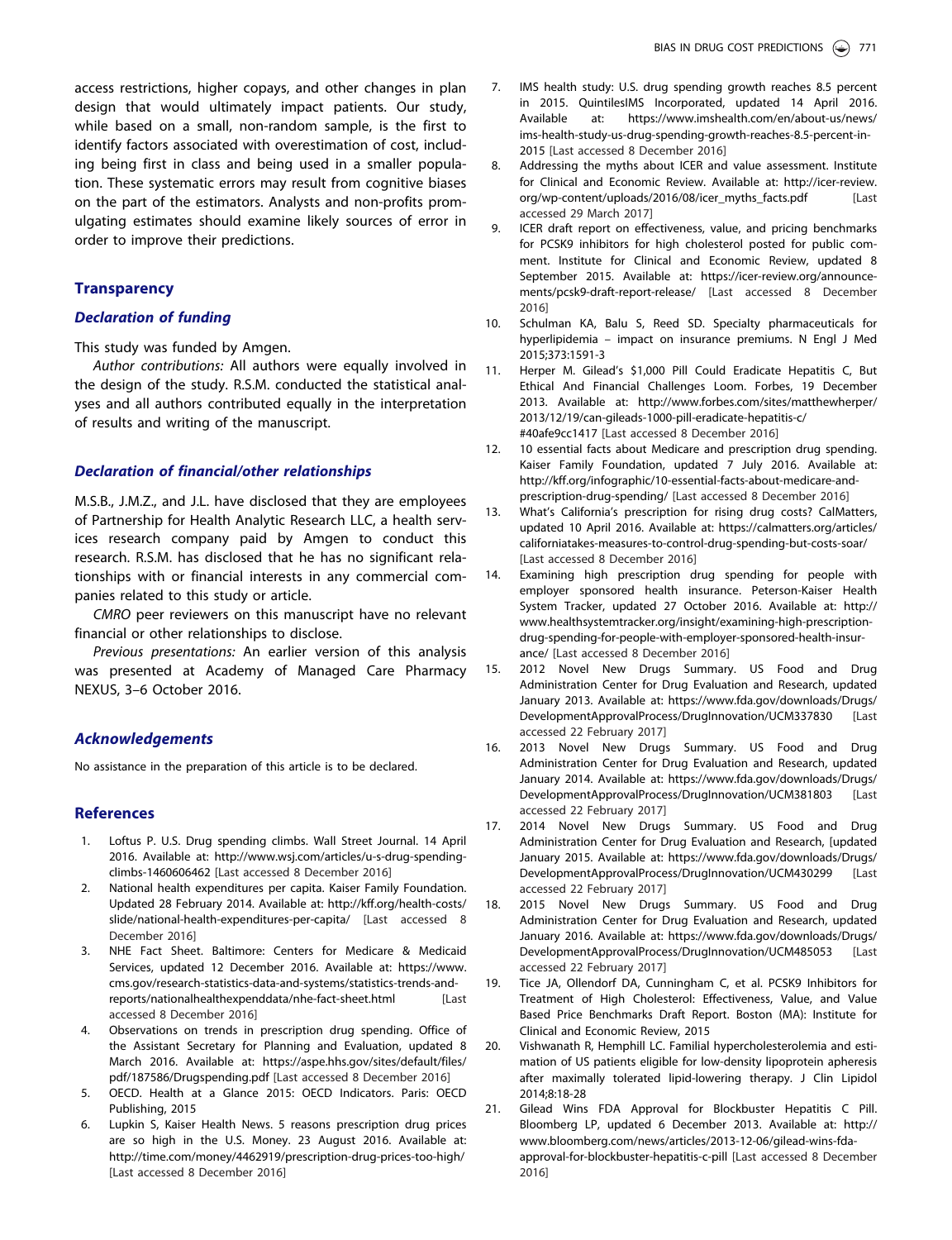access restrictions, higher copays, and other changes in plan design that would ultimately impact patients. Our study, while based on a small, non-random sample, is the first to identify factors associated with overestimation of cost, including being first in class and being used in a smaller population. These systematic errors may result from cognitive biases on the part of the estimators. Analysts and non-profits promulgating estimates should examine likely sources of error in order to improve their predictions.

## Transparency

### Declaration of funding

This study was funded by Amgen.

*Author contributions:* All authors were equally involved in the design of the study. R.S.M. conducted the statistical analyses and all authors contributed equally in the interpretation of results and writing of the manuscript.

### Declaration of financial/other relationships

M.S.B., J.M.Z., and J.L. have disclosed that they are employees of Partnership for Health Analytic Research LLC, a health services research company paid by Amgen to conduct this research. R.S.M. has disclosed that he has no significant relationships with or financial interests in any commercial companies related to this study or article.

*CMRO* peer reviewers on this manuscript have no relevant financial or other relationships to disclose.

*Previous presentations:* An earlier version of this analysis was presented at Academy of Managed Care Pharmacy NEXUS, 3–6 October 2016.

### Acknowledgements

No assistance in the preparation of this article is to be declared.

## References

1. Loftus P. U.S. Drug spending climbs. Wall Street Journal. 14 April 2016. Available at: http://www.wsj.com/articles/u-s-drug-spending-climbs-1460606462 [Last accessed 8 December 2016]
2. National health expenditures per capita. Kaiser Family Foundation. Updated 28 February 2014. Available at: http://kff.org/health-costs/slide/national-health-expenditures-per-capita/ [Last accessed 8 December 2016]
3. NHE Fact Sheet. Baltimore: Centers for Medicare & Medicaid Services, updated 12 December 2016. Available at: https://www.cms.gov/research-statistics-data-and-systems/statistics-trends-and-reports/nationalhealthexpenddata/nhe-fact-sheet.html [Last accessed 8 December 2016]
4. Observations on trends in prescription drug spending. Office of the Assistant Secretary for Planning and Evaluation, updated 8 March 2016. Available at: https://aspe.hhs.gov/sites/default/files/pdf/187586/Drugspending.pdf [Last accessed 8 December 2016]
5. OECD. Health at a Glance 2015: OECD Indicators. Paris: OECD Publishing, 2015
6. Lupkin S, Kaiser Health News. 5 reasons prescription drug prices are so high in the U.S. Money. 23 August 2016. Available at: http://time.com/money/4462919/prescription-drug-prices-too-high/ [Last accessed 8 December 2016]
7. IMS health study: U.S. drug spending growth reaches 8.5 percent in 2015. QuintilesIMS Incorporated, updated 14 April 2016. Available at: https://www.imshealth.com/en/about-us/news/ims-health-study-us-drug-spending-growth-reaches-8.5-percent-in-2015 [Last accessed 8 December 2016]
8. Addressing the myths about ICER and value assessment. Institute for Clinical and Economic Review. Available at: http://icer-review.org/wp-content/uploads/2016/08/icer_myths_facts.pdf [Last accessed 29 March 2017]
9. ICER draft report on effectiveness, value, and pricing benchmarks for PCSK9 inhibitors for high cholesterol posted for public comment. Institute for Clinical and Economic Review, updated 8 September 2015. Available at: https://icer-review.org/announcements/pcsk9-draft-report-release/ [Last accessed 8 December 2016]
10. Schulman KA, Balu S, Reed SD. Specialty pharmaceuticals for hyperlipidemia – impact on insurance premiums. N Engl J Med 2015;373:1591-3
11. Herper M. Gilead's $1,000 Pill Could Eradicate Hepatitis C, But Ethical And Financial Challenges Loom. Forbes, 19 December 2013. Available at: http://www.forbes.com/sites/matthewherper/2013/12/19/can-gileads-1000-pill-eradicate-hepatitis-c/#40afe9cc1417 [Last accessed 8 December 2016]
12. 10 essential facts about Medicare and prescription drug spending. Kaiser Family Foundation, updated 7 July 2016. Available at: http://kff.org/infographic/10-essential-facts-about-medicare-and-prescription-drug-spending/ [Last accessed 8 December 2016]
13. What's California's prescription for rising drug costs? CalMatters, updated 10 April 2016. Available at: https://calmatters.org/articles/californiatakes-measures-to-control-drug-spending-but-costs-soar/ [Last accessed 8 December 2016]
14. Examining high prescription drug spending for people with employer sponsored health insurance. Peterson-Kaiser Health System Tracker, updated 27 October 2016. Available at: http://www.healthsystemtracker.org/insight/examining-high-prescription-drug-spending-for-people-with-employer-sponsored-health-insurance/ [Last accessed 8 December 2016]
15. 2012 Novel New Drugs Summary. US Food and Drug Administration Center for Drug Evaluation and Research, updated January 2013. Available at: https://www.fda.gov/downloads/Drugs/DevelopmentApprovalProcess/DrugInnovation/UCM337830 [Last accessed 22 February 2017]
16. 2013 Novel New Drugs Summary. US Food and Drug Administration Center for Drug Evaluation and Research, updated January 2014. Available at: https://www.fda.gov/downloads/Drugs/DevelopmentApprovalProcess/DrugInnovation/UCM381803 [Last accessed 22 February 2017]
17. 2014 Novel New Drugs Summary. US Food and Drug Administration Center for Drug Evaluation and Research, [updated January 2015. Available at: https://www.fda.gov/downloads/Drugs/DevelopmentApprovalProcess/DrugInnovation/UCM430299 [Last accessed 22 February 2017]
18. 2015 Novel New Drugs Summary. US Food and Drug Administration Center for Drug Evaluation and Research, updated January 2016. Available at: https://www.fda.gov/downloads/Drugs/DevelopmentApprovalProcess/DrugInnovation/UCM485053 [Last accessed 22 February 2017]
19. Tice JA, Ollendorf DA, Cunningham C, et al. PCSK9 Inhibitors for Treatment of High Cholesterol: Effectiveness, Value, and Value Based Price Benchmarks Draft Report. Boston (MA): Institute for Clinical and Economic Review, 2015
20. Vishwanath R, Hemphill LC. Familial hypercholesterolemia and estimation of US patients eligible for low-density lipoprotein apheresis after maximally tolerated lipid-lowering therapy. J Clin Lipidol 2014;8:18-28
21. Gilead Wins FDA Approval for Blockbuster Hepatitis C Pill. Bloomberg LP, updated 6 December 2013. Available at: http://www.bloomberg.com/news/articles/2013-12-06/gilead-wins-fda-approval-for-blockbuster-hepatitis-c-pill [Last accessed 8 December 2016]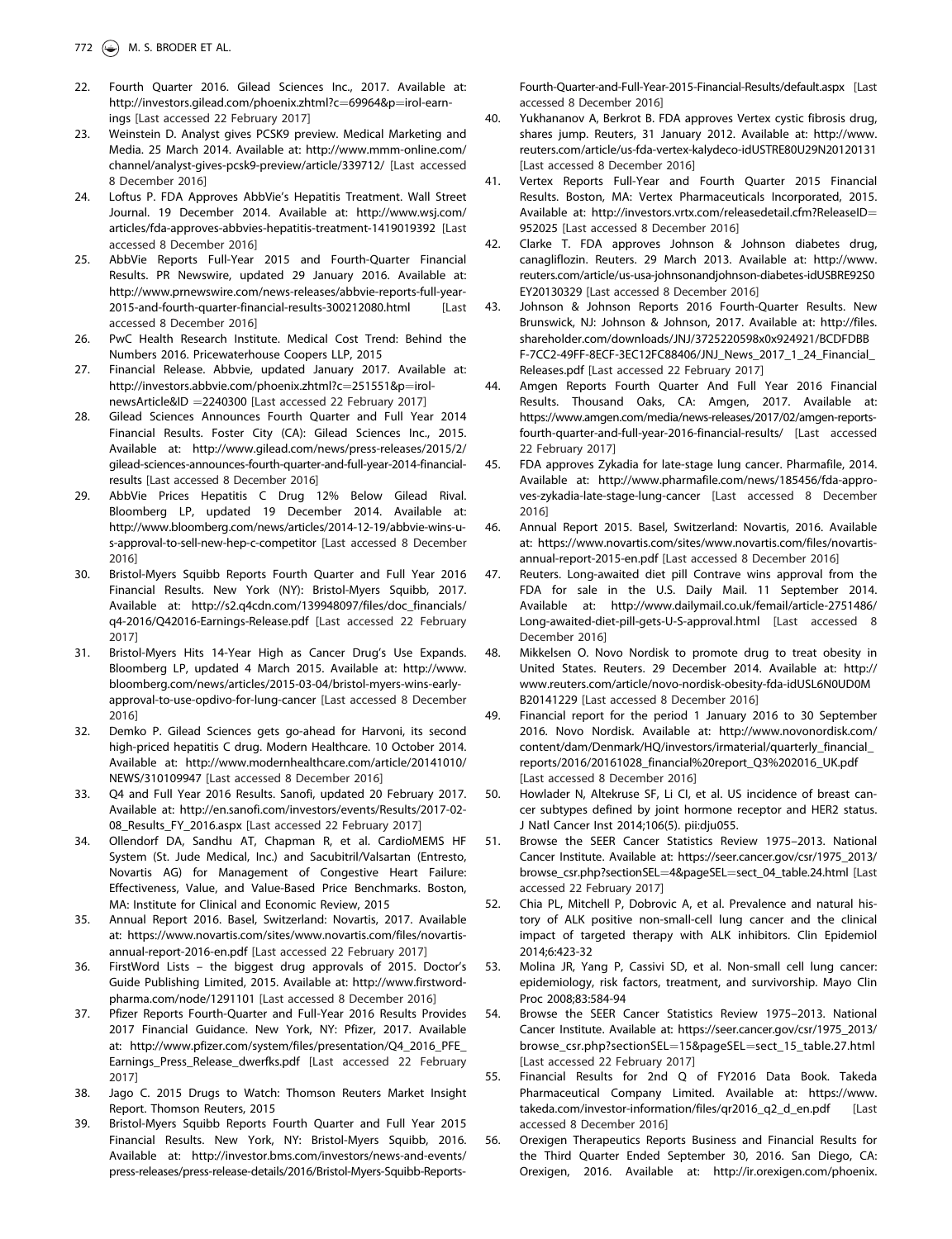22. Fourth Quarter 2016. Gilead Sciences Inc., 2017. Available at: http://investors.gilead.com/phoenix.zhtml?c=69964&p=irol-earnings [Last accessed 22 February 2017]
23. Weinstein D. Analyst gives PCSK9 preview. Medical Marketing and Media. 25 March 2014. Available at: http://www.mmm-online.com/channel/analyst-gives-pcsk9-preview/article/339712/ [Last accessed 8 December 2016]
24. Loftus P. FDA Approves AbbVie's Hepatitis Treatment. Wall Street Journal. 19 December 2014. Available at: http://www.wsj.com/articles/fda-approves-abbvies-hepatitis-treatment-1419019392 [Last accessed 8 December 2016]
25. AbbVie Reports Full-Year 2015 and Fourth-Quarter Financial Results. PR Newswire, updated 29 January 2016. Available at: http://www.prnewswire.com/news-releases/abbvie-reports-full-year-2015-and-fourth-quarter-financial-results-300212080.html [Last accessed 8 December 2016]
26. PwC Health Research Institute. Medical Cost Trend: Behind the Numbers 2016. Pricewaterhouse Coopers LLP, 2015
27. Financial Release. Abbvie, updated January 2017. Available at: http://investors.abbvie.com/phoenix.zhtml?c=251551&p=irol-newsArticle&ID =2240300 [Last accessed 22 February 2017]
28. Gilead Sciences Announces Fourth Quarter and Full Year 2014 Financial Results. Foster City (CA): Gilead Sciences Inc., 2015. Available at: http://www.gilead.com/news/press-releases/2015/2/gilead-sciences-announces-fourth-quarter-and-full-year-2014-financial-results [Last accessed 8 December 2016]
29. AbbVie Prices Hepatitis C Drug 12% Below Gilead Rival. Bloomberg LP, updated 19 December 2014. Available at: http://www.bloomberg.com/news/articles/2014-12-19/abbvie-wins-u-s-approval-to-sell-new-hep-c-competitor [Last accessed 8 December 2016]
30. Bristol-Myers Squibb Reports Fourth Quarter and Full Year 2016 Financial Results. New York (NY): Bristol-Myers Squibb, 2017. Available at: http://s2.q4cdn.com/139948097/files/doc_financials/q4-2016/Q42016-Earnings-Release.pdf [Last accessed 22 February 2017]
31. Bristol-Myers Hits 14-Year High as Cancer Drug's Use Expands. Bloomberg LP, updated 4 March 2015. Available at: http://www.bloomberg.com/news/articles/2015-03-04/bristol-myers-wins-early-approval-to-use-opdivo-for-lung-cancer [Last accessed 8 December 2016]
32. Demko P. Gilead Sciences gets go-ahead for Harvoni, its second high-priced hepatitis C drug. Modern Healthcare. 10 October 2014. Available at: http://www.modernhealthcare.com/article/20141010/NEWS/310109947 [Last accessed 8 December 2016]
33. Q4 and Full Year 2016 Results. Sanofi, updated 20 February 2017. Available at: http://en.sanofi.com/investors/events/Results/2017-02-08_Results_FY_2016.aspx [Last accessed 22 February 2017]
34. Ollendorf DA, Sandhu AT, Chapman R, et al. CardioMEMS HF System (St. Jude Medical, Inc.) and Sacubitril/Valsartan (Entresto, Novartis AG) for Management of Congestive Heart Failure: Effectiveness, Value, and Value-Based Price Benchmarks. Boston, MA: Institute for Clinical and Economic Review, 2015
35. Annual Report 2016. Basel, Switzerland: Novartis, 2017. Available at: https://www.novartis.com/sites/www.novartis.com/files/novartis-annual-report-2016-en.pdf [Last accessed 22 February 2017]
36. FirstWord Lists – the biggest drug approvals of 2015. Doctor's Guide Publishing Limited, 2015. Available at: http://www.firstword-pharma.com/node/1291101 [Last accessed 8 December 2016]
37. Pfizer Reports Fourth-Quarter and Full-Year 2016 Results Provides 2017 Financial Guidance. New York, NY: Pfizer, 2017. Available at: http://www.pfizer.com/system/files/presentation/Q4_2016_PFE_Earnings_Press_Release_dwerfks.pdf [Last accessed 22 February 2017]
38. Jago C. 2015 Drugs to Watch: Thomson Reuters Market Insight Report. Thomson Reuters, 2015
39. Bristol-Myers Squibb Reports Fourth Quarter and Full Year 2015 Financial Results. New York, NY: Bristol-Myers Squibb, 2016. Available at: http://investor.bms.com/investors/news-and-events/press-releases/press-release-details/2016/Bristol-Myers-Squibb-Reports-Fourth-Quarter-and-Full-Year-2015-Financial-Results/default.aspx [Last accessed 8 December 2016]
40. Yukhananov A, Berkrot B. FDA approves Vertex cystic fibrosis drug, shares jump. Reuters, 31 January 2012. Available at: http://www.reuters.com/article/us-fda-vertex-kalydeco-idUSTRE80U29N20120131 [Last accessed 8 December 2016]
41. Vertex Reports Full-Year and Fourth Quarter 2015 Financial Results. Boston, MA: Vertex Pharmaceuticals Incorporated, 2015. Available at: http://investors.vrtx.com/releasedetail.cfm?ReleaseID=952025 [Last accessed 8 December 2016]
42. Clarke T. FDA approves Johnson & Johnson diabetes drug, canagliflozin. Reuters. 29 March 2013. Available at: http://www.reuters.com/article/us-usa-johnsonandjohnson-diabetes-idUSBRE92S0EY20130329 [Last accessed 8 December 2016]
43. Johnson & Johnson Reports 2016 Fourth-Quarter Results. New Brunswick, NJ: Johnson & Johnson, 2017. Available at: http://files.shareholder.com/downloads/JNJ/3725220598x0x924921/BCDFDBBF-7CC2-49FF-8ECF-3EC12FC88406/JNJ_News_2017_1_24_Financial_Releases.pdf [Last accessed 22 February 2017]
44. Amgen Reports Fourth Quarter And Full Year 2016 Financial Results. Thousand Oaks, CA: Amgen, 2017. Available at: https://www.amgen.com/media/news-releases/2017/02/amgen-reports-fourth-quarter-and-full-year-2016-financial-results/ [Last accessed 22 February 2017]
45. FDA approves Zykadia for late-stage lung cancer. Pharmafile, 2014. Available at: http://www.pharmafile.com/news/185456/fda-approves-zykadia-late-stage-lung-cancer [Last accessed 8 December 2016]
46. Annual Report 2015. Basel, Switzerland: Novartis, 2016. Available at: https://www.novartis.com/sites/www.novartis.com/files/novartis-annual-report-2015-en.pdf [Last accessed 8 December 2016]
47. Reuters. Long-awaited diet pill Contrave wins approval from the FDA for sale in the U.S. Daily Mail. 11 September 2014. Available at: http://www.dailymail.co.uk/femail/article-2751486/Long-awaited-diet-pill-gets-U-S-approval.html [Last accessed 8 December 2016]
48. Mikkelsen O. Novo Nordisk to promote drug to treat obesity in United States. Reuters. 29 December 2014. Available at: http://www.reuters.com/article/novo-nordisk-obesity-fda-idUSL6N0UD0MB20141229 [Last accessed 8 December 2016]
49. Financial report for the period 1 January 2016 to 30 September 2016. Novo Nordisk. Available at: http://www.novonordisk.com/content/dam/Denmark/HQ/investors/irmaterial/quarterly_financial_reports/2016/20161028_financial%20report_Q3%202016_UK.pdf [Last accessed 8 December 2016]
50. Howlader N, Altekruse SF, Li CI, et al. US incidence of breast cancer subtypes defined by joint hormone receptor and HER2 status. J Natl Cancer Inst 2014;106(5). pii:dju055.
51. Browse the SEER Cancer Statistics Review 1975–2013. National Cancer Institute. Available at: https://seer.cancer.gov/csr/1975_2013/browse_csr.php?sectionSEL=4&pageSEL=sect_04_table.24.html [Last accessed 22 February 2017]
52. Chia PL, Mitchell P, Dobrovic A, et al. Prevalence and natural history of ALK positive non-small-cell lung cancer and the clinical impact of targeted therapy with ALK inhibitors. Clin Epidemiol 2014;6:423-32
53. Molina JR, Yang P, Cassivi SD, et al. Non-small cell lung cancer: epidemiology, risk factors, treatment, and survivorship. Mayo Clin Proc 2008;83:584-94
54. Browse the SEER Cancer Statistics Review 1975–2013. National Cancer Institute. Available at: https://seer.cancer.gov/csr/1975_2013/browse_csr.php?sectionSEL=15&pageSEL=sect_15_table.27.html [Last accessed 22 February 2017]
55. Financial Results for 2nd Q of FY2016 Data Book. Takeda Pharmaceutical Company Limited. Available at: https://www.takeda.com/investor-information/files/qr2016_q2_d_en.pdf [Last accessed 8 December 2016]
56. Orexigen Therapeutics Reports Business and Financial Results for the Third Quarter Ended September 30, 2016. San Diego, CA: Orexigen, 2016. Available at: http://ir.orexigen.com/phoenix.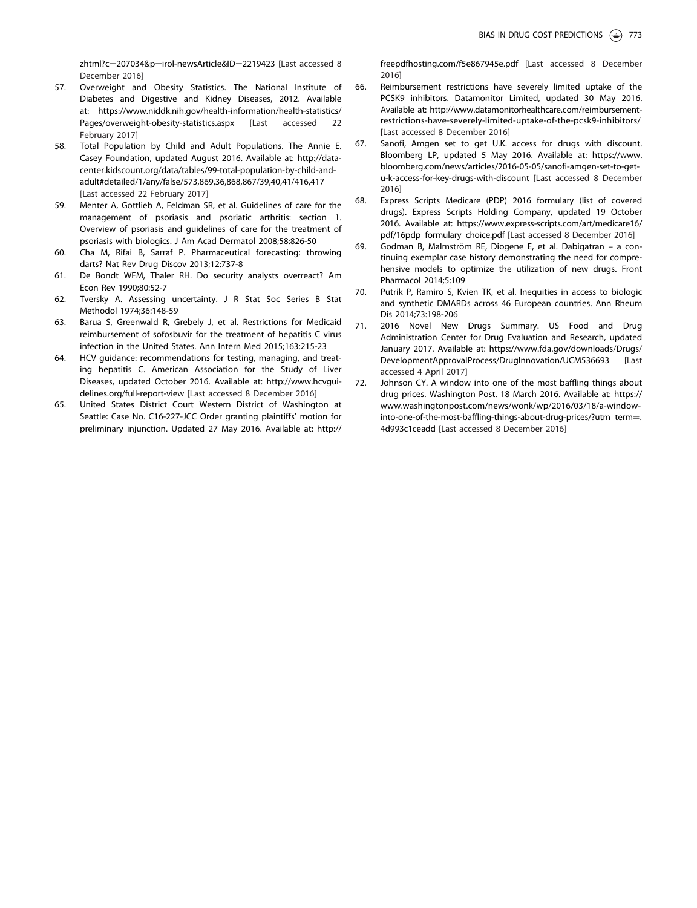zhtml?c=207034&p=irol-newsArticle&ID=2219423 [Last accessed 8 December 2016]

57. Overweight and Obesity Statistics. The National Institute of Diabetes and Digestive and Kidney Diseases, 2012. Available at: https://www.niddk.nih.gov/health-information/health-statistics/Pages/overweight-obesity-statistics.aspx [Last accessed 22 February 2017]
58. Total Population by Child and Adult Populations. The Annie E. Casey Foundation, updated August 2016. Available at: http://datacenter.kidscount.org/data/tables/99-total-population-by-child-and-adult#detailed/1/any/false/573,869,36,868,867/39,40,41/416,417 [Last accessed 22 February 2017]
59. Menter A, Gottlieb A, Feldman SR, et al. Guidelines of care for the management of psoriasis and psoriatic arthritis: section 1. Overview of psoriasis and guidelines of care for the treatment of psoriasis with biologics. J Am Acad Dermatol 2008;58:826-50
60. Cha M, Rifai B, Sarraf P. Pharmaceutical forecasting: throwing darts? Nat Rev Drug Discov 2013;12:737-8
61. De Bondt WFM, Thaler RH. Do security analysts overreact? Am Econ Rev 1990;80:52-7
62. Tversky A. Assessing uncertainty. J R Stat Soc Series B Stat Methodol 1974;36:148-59
63. Barua S, Greenwald R, Grebely J, et al. Restrictions for Medicaid reimbursement of sofosbuvir for the treatment of hepatitis C virus infection in the United States. Ann Intern Med 2015;163:215-23
64. HCV guidance: recommendations for testing, managing, and treating hepatitis C. American Association for the Study of Liver Diseases, updated October 2016. Available at: http://www.hcvguidelines.org/full-report-view [Last accessed 8 December 2016]
65. United States District Court Western District of Washington at Seattle: Case No. C16-227-JCC Order granting plaintiffs' motion for preliminary injunction. Updated 27 May 2016. Available at: http://freepdfhosting.com/f5e867945e.pdf [Last accessed 8 December 2016]
66. Reimbursement restrictions have severely limited uptake of the PCSK9 inhibitors. Datamonitor Limited, updated 30 May 2016. Available at: http://www.datamonitorhealthcare.com/reimbursement-restrictions-have-severely-limited-uptake-of-the-pcsk9-inhibitors/ [Last accessed 8 December 2016]
67. Sanofi, Amgen set to get U.K. access for drugs with discount. Bloomberg LP, updated 5 May 2016. Available at: https://www.bloomberg.com/news/articles/2016-05-05/sanofi-amgen-set-to-get-u-k-access-for-key-drugs-with-discount [Last accessed 8 December 2016]
68. Express Scripts Medicare (PDP) 2016 formulary (list of covered drugs). Express Scripts Holding Company, updated 19 October 2016. Available at: https://www.express-scripts.com/art/medicare16/pdf/16pdp_formulary_choice.pdf [Last accessed 8 December 2016]
69. Godman B, Malmström RE, Diogene E, et al. Dabigatran – a continuing exemplar case history demonstrating the need for comprehensive models to optimize the utilization of new drugs. Front Pharmacol 2014;5:109
70. Putrik P, Ramiro S, Kvien TK, et al. Inequities in access to biologic and synthetic DMARDs across 46 European countries. Ann Rheum Dis 2014;73:198-206
71. 2016 Novel New Drugs Summary. US Food and Drug Administration Center for Drug Evaluation and Research, updated January 2017. Available at: https://www.fda.gov/downloads/Drugs/DevelopmentApprovalProcess/DrugInnovation/UCM536693 [Last accessed 4 April 2017]
72. Johnson CY. A window into one of the most baffling things about drug prices. Washington Post. 18 March 2016. Available at: https://www.washingtonpost.com/news/wonk/wp/2016/03/18/a-window-into-one-of-the-most-baffling-things-about-drug-prices/?utm_term=.4d993c1ceadd [Last accessed 8 December 2016]